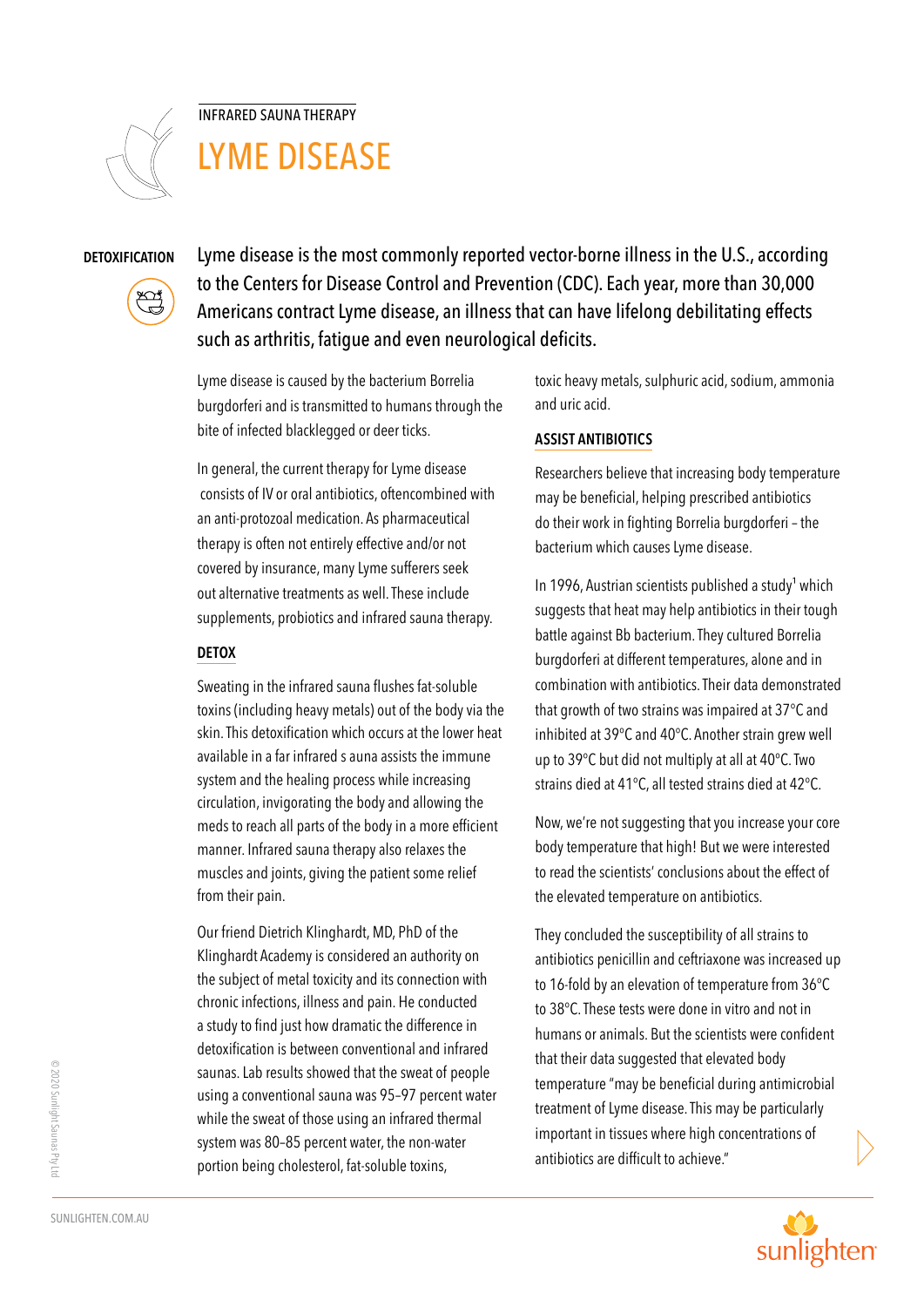INFRARED SAUNA THERAPY

# LYME DISEASE

**DETOXIFICATION**

Lyme disease is the most commonly reported vector-borne illness in the U.S., according to the Centers for Disease Control and Prevention (CDC). Each year, more than 30,000 Americans contract Lyme disease, an illness that can have lifelong debilitating effects such as arthritis, fatigue and even neurological deficits.

Lyme disease is caused by the bacterium Borrelia burgdorferi and is transmitted to humans through the bite of infected blacklegged or deer ticks.

In general, the current therapy for Lyme disease consists of IV or oral antibiotics, oftencombined with an anti-protozoal medication. As pharmaceutical therapy is often not entirely effective and/or not covered by insurance, many Lyme sufferers seek out alternative treatments as well. These include supplements, probiotics and infrared sauna therapy.

## DETOX

Sweating in the infrared sauna flushes fat-soluble toxins (including heavy metals) out of the body via the skin. This detoxification which occurs at the lower heat available in a far infrared s auna assists the immune system and the healing process while increasing circulation, invigorating the body and allowing the meds to reach all parts of the body in a more efficient manner. Infrared sauna therapy also relaxes the muscles and joints, giving the patient some relief from their pain.

Our friend Dietrich Klinghardt, MD, PhD of the Klinghardt Academy is considered an authority on the subject of metal toxicity and its connection with chronic infections, illness and pain. He conducted a study to find just how dramatic the difference in detoxification is between conventional and infrared saunas. Lab results showed that the sweat of people using a conventional sauna was 95–97 percent water while the sweat of those using an infrared thermal system was 80–85 percent water, the non-water portion being cholesterol, fat-soluble toxins, toxic heavy metals, sulphuric acid, sodium, ammonia and uric acid.

## ASSIST ANTIBIOTICS

Researchers believe that increasing body temperature may be beneficial, helping prescribed antibiotics do their work in fighting Borrelia burgdorferi – the bacterium which causes Lyme disease.

In 1996, Austrian scientists published a study[1] which suggests that heat may help antibiotics in their tough battle against Bb bacterium. They cultured Borrelia burgdorferi at different temperatures, alone and in combination with antibiotics. Their data demonstrated that growth of two strains was impaired at 37°C and inhibited at 39°C and 40°C. Another strain grew well up to 39°C but did not multiply at all at 40°C. Two strains died at 41°C, all tested strains died at 42°C.

Now, we're not suggesting that you increase your core body temperature that high! But we were interested to read the scientists' conclusions about the effect of the elevated temperature on antibiotics.

They concluded the susceptibility of all strains to antibiotics penicillin and ceftriaxone was increased up to 16-fold by an elevation of temperature from 36°C to 38°C. These tests were done in vitro and not in humans or animals. But the scientists were confident that their data suggested that elevated body temperature "may be beneficial during antimicrobial treatment of Lyme disease. This may be particularly important in tissues where high concentrations of antibiotics are difficult to achieve."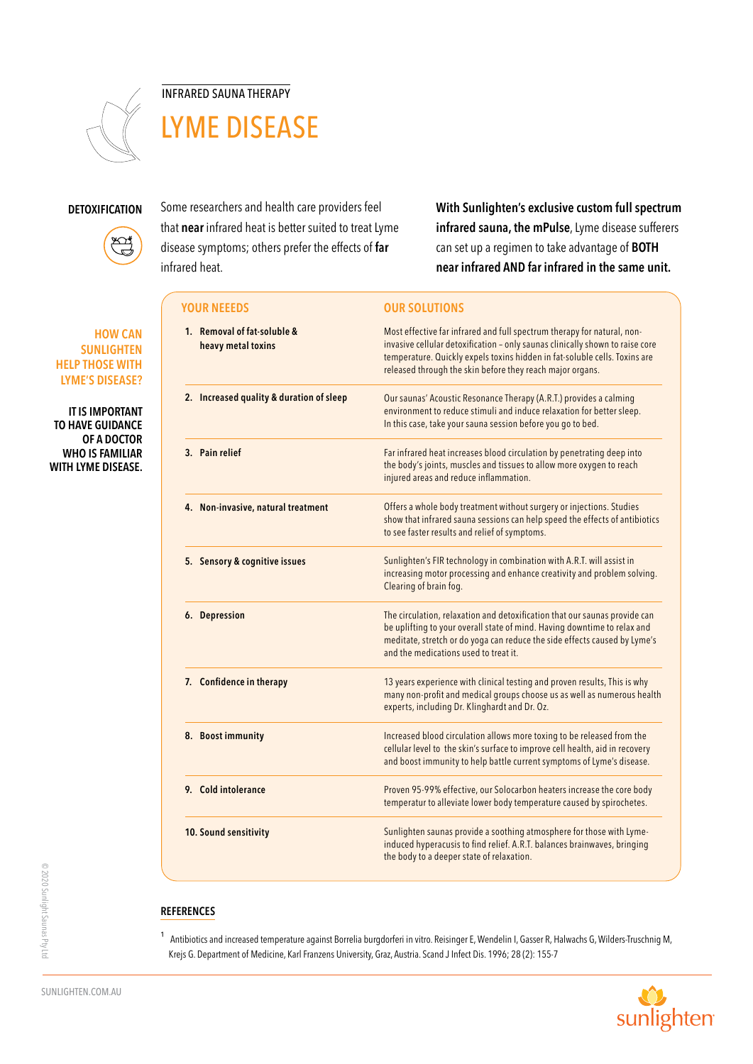INFRARED SAUNA THERAPY

# LYME DISEASE

**DETOXIFICATION**

Some researchers and health care providers feel that **near** infrared heat is better suited to treat Lyme disease symptoms; others prefer the effects of **far** infrared heat.

**With Sunlighten's exclusive custom full spectrum infrared sauna, the mPulse**, Lyme disease sufferers can set up a regimen to take advantage of **BOTH near infrared AND far infrared in the same unit.**

## HOW CAN SUNLIGHTEN HELP THOSE WITH LYME'S DISEASE?

**IT IS IMPORTANT TO HAVE GUIDANCE OF A DOCTOR WHO IS FAMILIAR WITH LYME DISEASE.**

| YOUR NEEEDS | OUR SOLUTIONS |
|---|---|
| **1. Removal of fat-soluble & heavy metal toxins** | Most effective far infrared and full spectrum therapy for natural, non-invasive cellular detoxification – only saunas clinically shown to raise core temperature. Quickly expels toxins hidden in fat-soluble cells. Toxins are released through the skin before they reach major organs. |
| **2. Increased quality & duration of sleep** | Our saunas' Acoustic Resonance Therapy (A.R.T.) provides a calming environment to reduce stimuli and induce relaxation for better sleep. In this case, take your sauna session before you go to bed. |
| **3. Pain relief** | Far infrared heat increases blood circulation by penetrating deep into the body's joints, muscles and tissues to allow more oxygen to reach injured areas and reduce inflammation. |
| **4. Non-invasive, natural treatment** | Offers a whole body treatment without surgery or injections. Studies show that infrared sauna sessions can help speed the effects of antibiotics to see faster results and relief of symptoms. |
| **5. Sensory & cognitive issues** | Sunlighten's FIR technology in combination with A.R.T. will assist in increasing motor processing and enhance creativity and problem solving. Clearing of brain fog. |
| **6. Depression** | The circulation, relaxation and detoxification that our saunas provide can be uplifting to your overall state of mind. Having downtime to relax and meditate, stretch or do yoga can reduce the side effects caused by Lyme's and the medications used to treat it. |
| **7. Confidence in therapy** | 13 years experience with clinical testing and proven results, This is why many non-profit and medical groups choose us as well as numerous health experts, including Dr. Klinghardt and Dr. Oz. |
| **8. Boost immunity** | Increased blood circulation allows more toxing to be released from the cellular level to the skin's surface to improve cell health, aid in recovery and boost immunity to help battle current symptoms of Lyme's disease. |
| **9. Cold intolerance** | Proven 95-99% effective, our Solocarbon heaters increase the core body temperatur to alleviate lower body temperature caused by spirochetes. |
| **10. Sound sensitivity** | Sunlighten saunas provide a soothing atmosphere for those with Lyme-induced hyperacusis to find relief. A.R.T. balances brainwaves, bringing the body to a deeper state of relaxation. |

## REFERENCES

[1] Antibiotics and increased temperature against Borrelia burgdorferi in vitro. Reisinger E, Wendelin I, Gasser R, Halwachs G, Wilders-Truschnig M, Krejs G. Department of Medicine, Karl Franzens University, Graz, Austria. Scand J Infect Dis. 1996; 28 (2): 155-7

© 2020 Sunlight Saunas Pty Ltd

SUNLIGHTEN.COM.AU

sunlighten